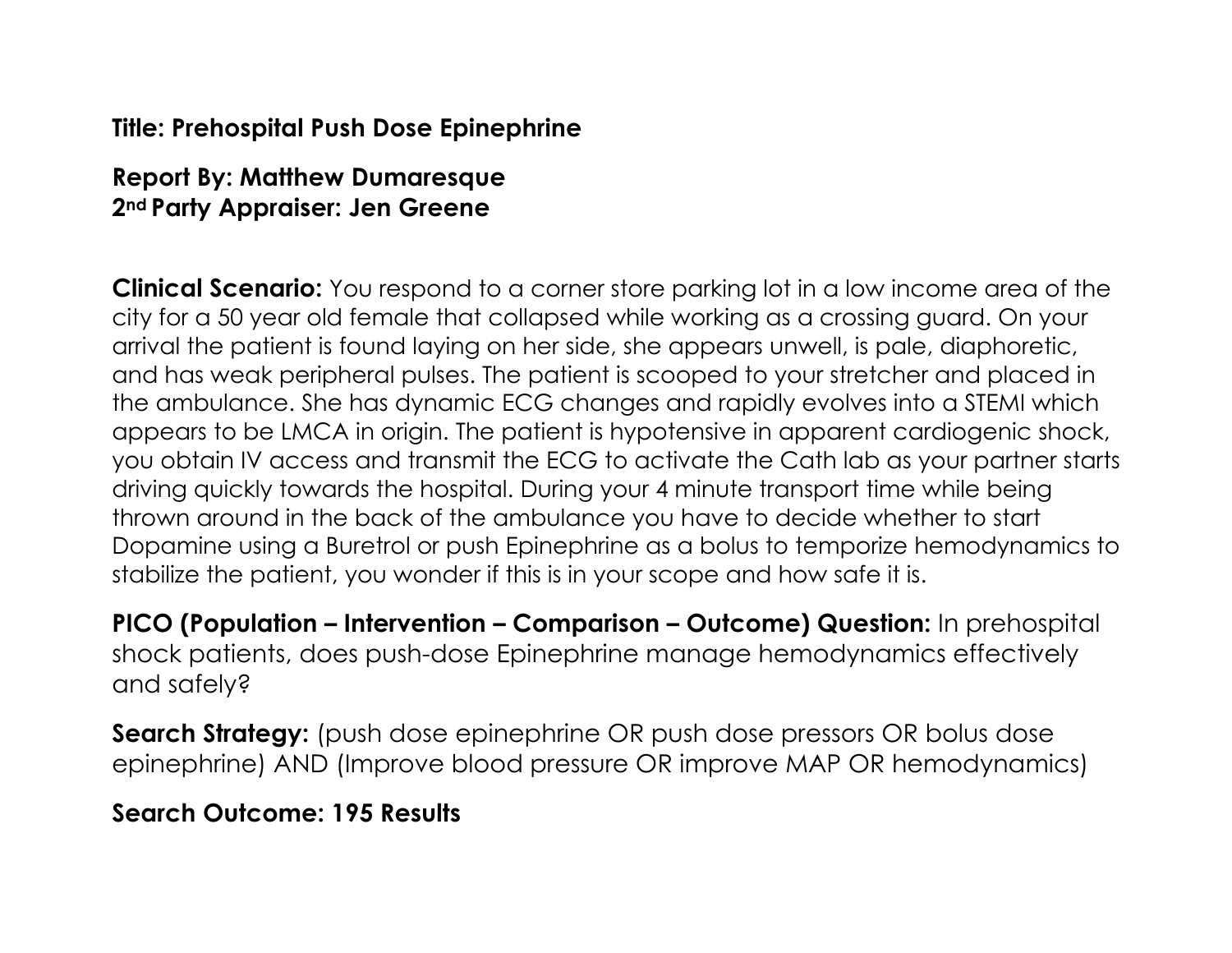**Title: Prehospital Push Dose Epinephrine**

**Report By: Matthew Dumaresque**
**2nd Party Appraiser: Jen Greene**

**Clinical Scenario:** You respond to a corner store parking lot in a low income area of the city for a 50 year old female that collapsed while working as a crossing guard. On your arrival the patient is found laying on her side, she appears unwell, is pale, diaphoretic, and has weak peripheral pulses. The patient is scooped to your stretcher and placed in the ambulance. She has dynamic ECG changes and rapidly evolves into a STEMI which appears to be LMCA in origin. The patient is hypotensive in apparent cardiogenic shock, you obtain IV access and transmit the ECG to activate the Cath lab as your partner starts driving quickly towards the hospital. During your 4 minute transport time while being thrown around in the back of the ambulance you have to decide whether to start Dopamine using a Buretrol or push Epinephrine as a bolus to temporize hemodynamics to stabilize the patient, you wonder if this is in your scope and how safe it is.

**PICO (Population – Intervention – Comparison – Outcome) Question:** In prehospital shock patients, does push-dose Epinephrine manage hemodynamics effectively and safely?

**Search Strategy:** (push dose epinephrine OR push dose pressors OR bolus dose epinephrine) AND (Improve blood pressure OR improve MAP OR hemodynamics)

**Search Outcome: 195 Results**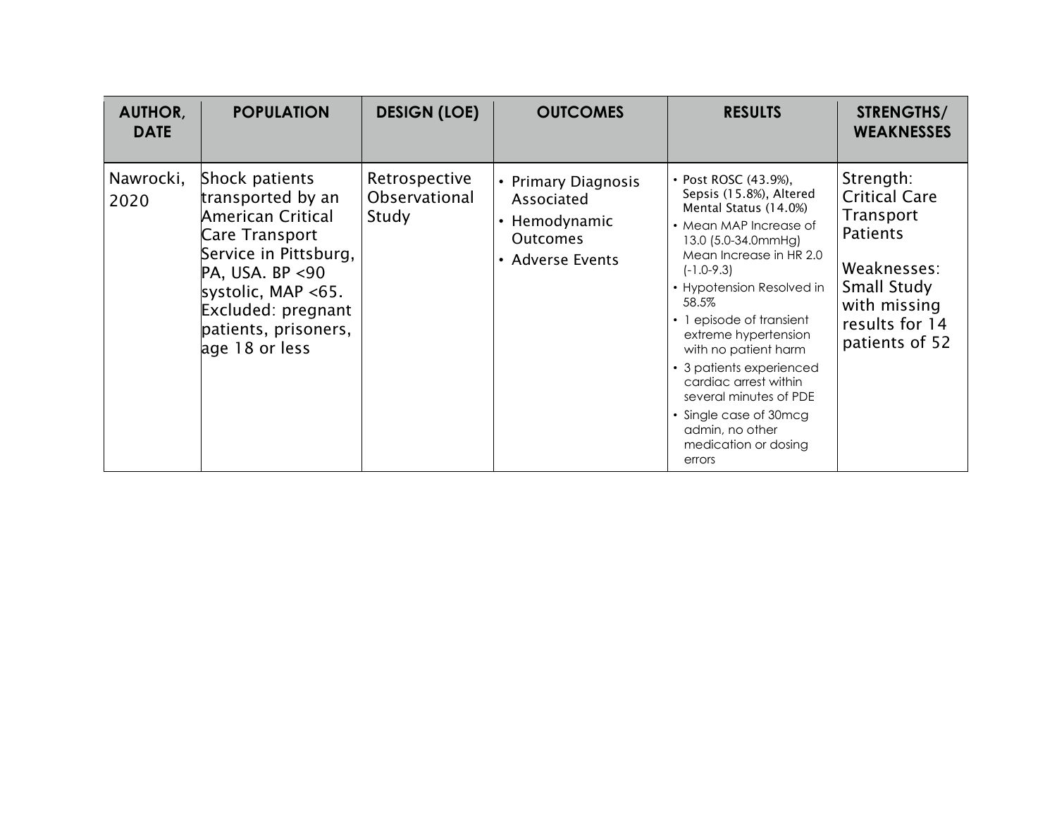| AUTHOR, DATE | POPULATION | DESIGN (LOE) | OUTCOMES | RESULTS | STRENGTHS/ WEAKNESSES |
|---|---|---|---|---|---|
| Nawrocki, 2020 | Shock patients transported by an American Critical Care Transport Service in Pittsburg, PA, USA. BP <90 systolic, MAP <65. Excluded: pregnant patients, prisoners, age 18 or less | Retrospective Observational Study | • Primary Diagnosis Associated<br>• Hemodynamic Outcomes<br>• Adverse Events | • Post ROSC (43.9%), Sepsis (15.8%), Altered Mental Status (14.0%)<br>• Mean MAP Increase of 13.0 (5.0-34.0mmHg) Mean Increase in HR 2.0 (-1.0-9.3)<br>• Hypotension Resolved in 58.5%<br>• 1 episode of transient extreme hypertension with no patient harm<br>• 3 patients experienced cardiac arrest within several minutes of PDE<br>• Single case of 30mcg admin, no other medication or dosing errors | Strength: Critical Care Transport Patients<br><br>Weaknesses: Small Study with missing results for 14 patients of 52 |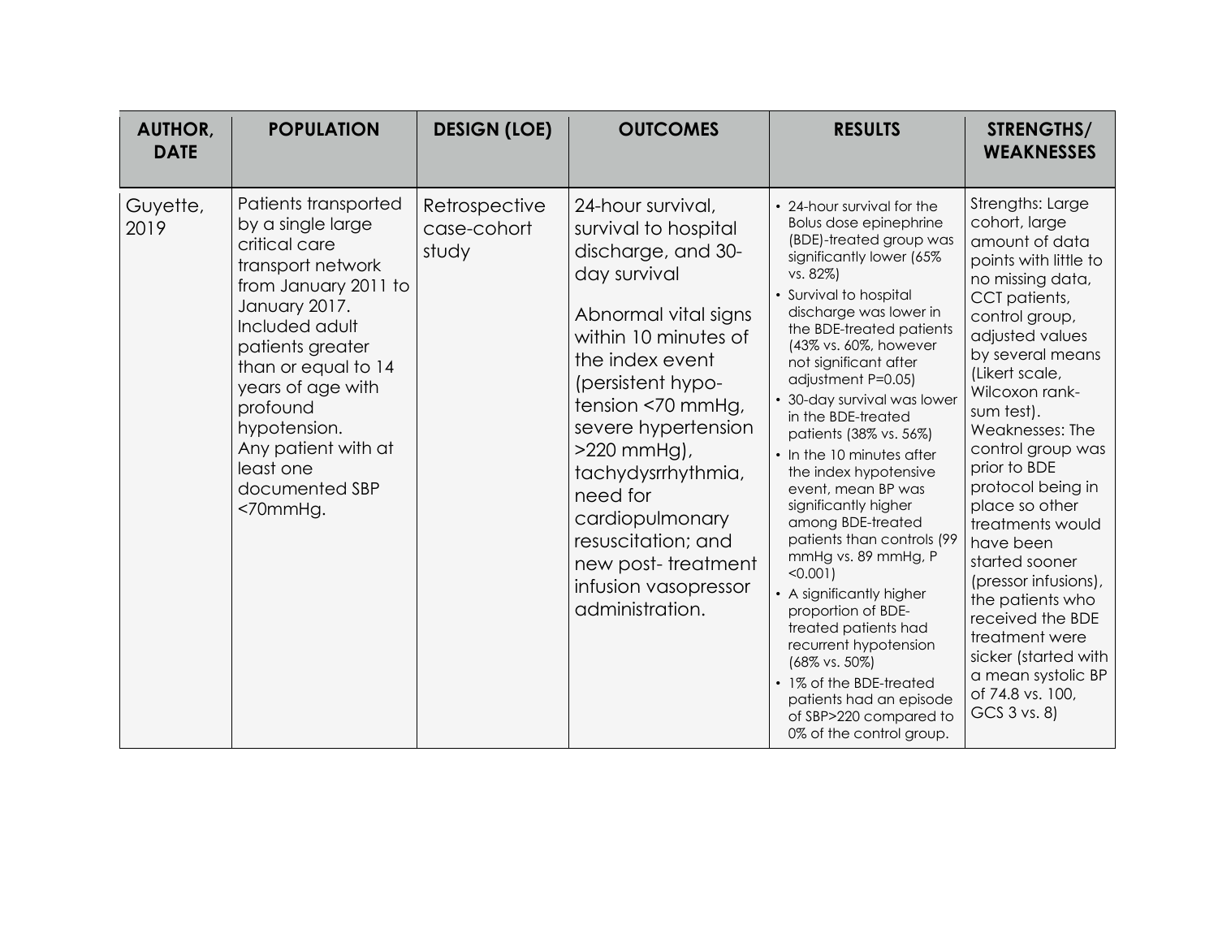| AUTHOR, DATE | POPULATION | DESIGN (LOE) | OUTCOMES | RESULTS | STRENGTHS/ WEAKNESSES |
|---|---|---|---|---|---|
| Guyette, 2019 | Patients transported by a single large critical care transport network from January 2011 to January 2017. Included adult patients greater than or equal to 14 years of age with profound hypotension. Any patient with at least one documented SBP <70mmHg. | Retrospective case-cohort study | 24-hour survival, survival to hospital discharge, and 30-day survival<br><br>Abnormal vital signs within 10 minutes of the index event (persistent hypo-tension <70 mmHg, severe hypertension >220 mmHg), tachydysrrhythmia, need for cardiopulmonary resuscitation; and new post- treatment infusion vasopressor administration. | • 24-hour survival for the Bolus dose epinephrine (BDE)-treated group was significantly lower (65% vs. 82%)<br>• Survival to hospital discharge was lower in the BDE-treated patients (43% vs. 60%, however not significant after adjustment P=0.05)<br>• 30-day survival was lower in the BDE-treated patients (38% vs. 56%)<br>• In the 10 minutes after the index hypotensive event, mean BP was significantly higher among BDE-treated patients than controls (99 mmHg vs. 89 mmHg, P <0.001)<br>• A significantly higher proportion of BDE-treated patients had recurrent hypotension (68% vs. 50%)<br>• 1% of the BDE-treated patients had an episode of SBP>220 compared to 0% of the control group. | Strengths: Large cohort, large amount of data points with little to no missing data, CCT patients, control group, adjusted values by several means (Likert scale, Wilcoxon rank-sum test).<br>Weaknesses: The control group was prior to BDE protocol being in place so other treatments would have been started sooner (pressor infusions), the patients who received the BDE treatment were sicker (started with a mean systolic BP of 74.8 vs. 100, GCS 3 vs. 8) |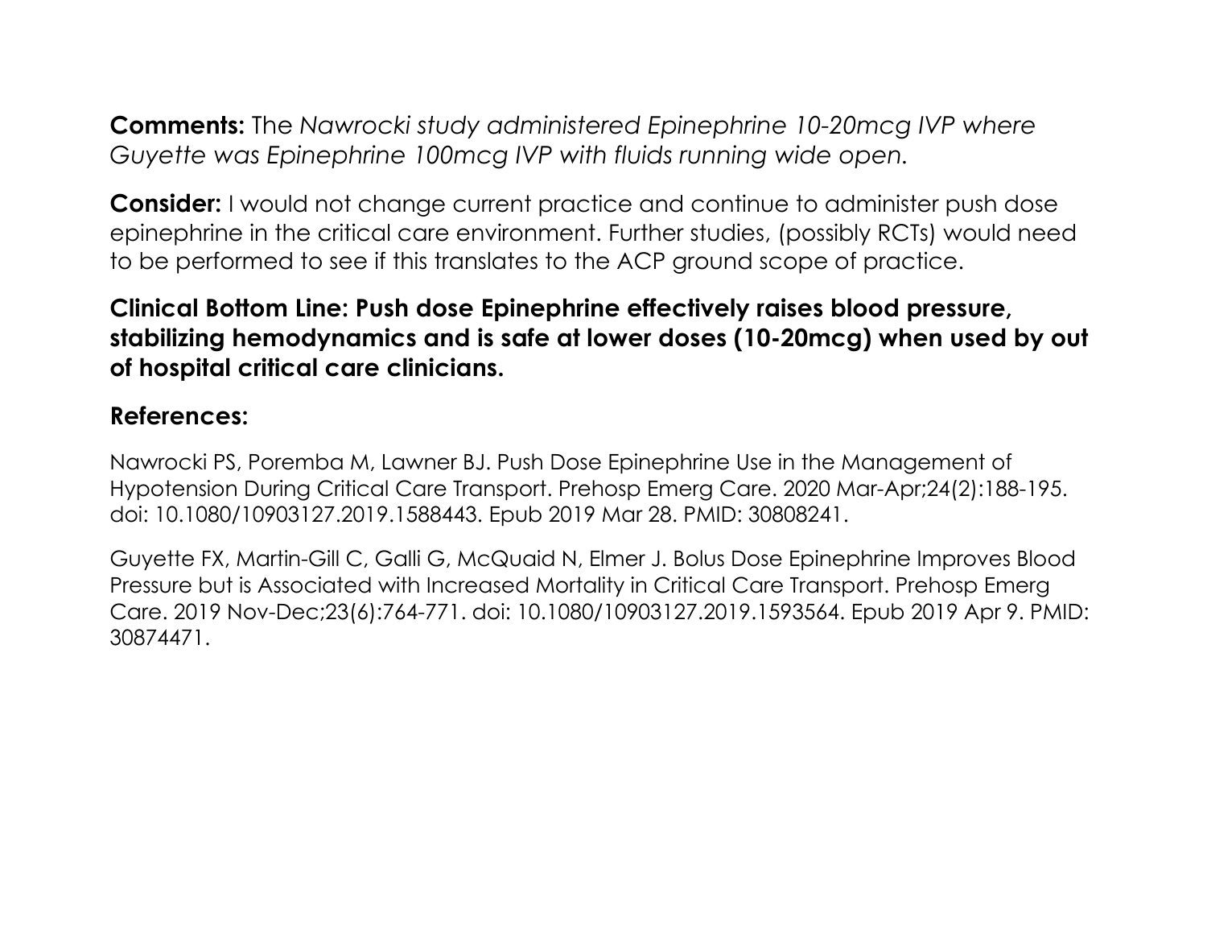**Comments:** The *Nawrocki study administered Epinephrine 10-20mcg IVP where Guyette was Epinephrine 100mcg IVP with fluids running wide open.*

**Consider:** I would not change current practice and continue to administer push dose epinephrine in the critical care environment. Further studies, (possibly RCTs) would need to be performed to see if this translates to the ACP ground scope of practice.

**Clinical Bottom Line: Push dose Epinephrine effectively raises blood pressure, stabilizing hemodynamics and is safe at lower doses (10-20mcg) when used by out of hospital critical care clinicians.**

## References:

Nawrocki PS, Poremba M, Lawner BJ. Push Dose Epinephrine Use in the Management of Hypotension During Critical Care Transport. Prehosp Emerg Care. 2020 Mar-Apr;24(2):188-195. doi: 10.1080/10903127.2019.1588443. Epub 2019 Mar 28. PMID: 30808241.

Guyette FX, Martin-Gill C, Galli G, McQuaid N, Elmer J. Bolus Dose Epinephrine Improves Blood Pressure but is Associated with Increased Mortality in Critical Care Transport. Prehosp Emerg Care. 2019 Nov-Dec;23(6):764-771. doi: 10.1080/10903127.2019.1593564. Epub 2019 Apr 9. PMID: 30874471.